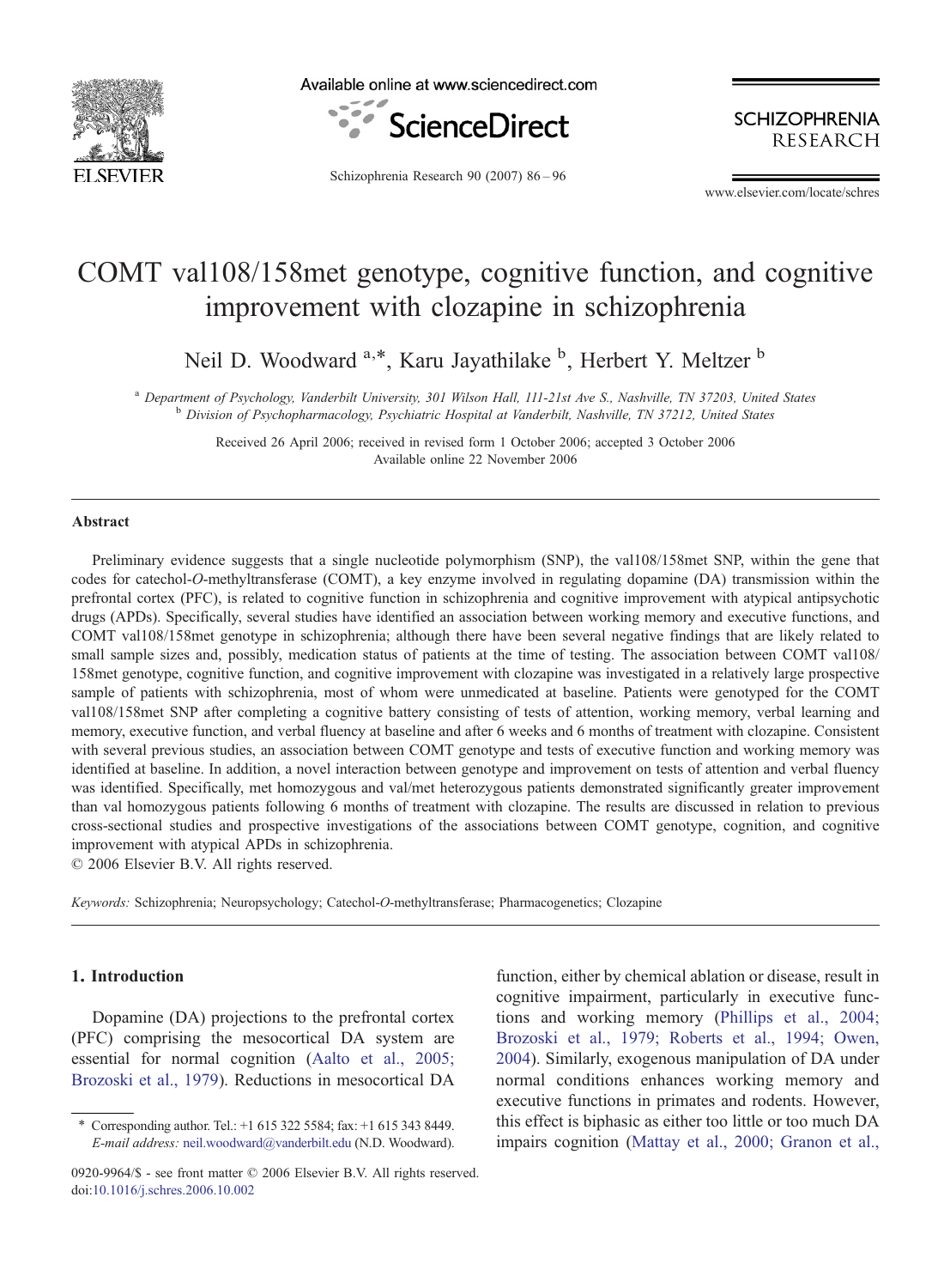# COMT val108/158met genotype, cognitive function, and cognitive improvement with clozapine in schizophrenia

Neil D. Woodward [a,*], Karu Jayathilake [b], Herbert Y. Meltzer [b]

[a] *Department of Psychology, Vanderbilt University, 301 Wilson Hall, 111-21st Ave S., Nashville, TN 37203, United States*
[b] *Division of Psychopharmacology, Psychiatric Hospital at Vanderbilt, Nashville, TN 37212, United States*

Received 26 April 2006; received in revised form 1 October 2006; accepted 3 October 2006
Available online 22 November 2006

## Abstract

Preliminary evidence suggests that a single nucleotide polymorphism (SNP), the val108/158met SNP, within the gene that codes for catechol-*O*-methyltransferase (COMT), a key enzyme involved in regulating dopamine (DA) transmission within the prefrontal cortex (PFC), is related to cognitive function in schizophrenia and cognitive improvement with atypical antipsychotic drugs (APDs). Specifically, several studies have identified an association between working memory and executive functions, and COMT val108/158met genotype in schizophrenia; although there have been several negative findings that are likely related to small sample sizes and, possibly, medication status of patients at the time of testing. The association between COMT val108/158met genotype, cognitive function, and cognitive improvement with clozapine was investigated in a relatively large prospective sample of patients with schizophrenia, most of whom were unmedicated at baseline. Patients were genotyped for the COMT val108/158met SNP after completing a cognitive battery consisting of tests of attention, working memory, verbal learning and memory, executive function, and verbal fluency at baseline and after 6 weeks and 6 months of treatment with clozapine. Consistent with several previous studies, an association between COMT genotype and tests of executive function and working memory was identified at baseline. In addition, a novel interaction between genotype and improvement on tests of attention and verbal fluency was identified. Specifically, met homozygous and val/met heterozygous patients demonstrated significantly greater improvement than val homozygous patients following 6 months of treatment with clozapine. The results are discussed in relation to previous cross-sectional studies and prospective investigations of the associations between COMT genotype, cognition, and cognitive improvement with atypical APDs in schizophrenia.
© 2006 Elsevier B.V. All rights reserved.

*Keywords:* Schizophrenia; Neuropsychology; Catechol-*O*-methyltransferase; Pharmacogenetics; Clozapine

## 1. Introduction

Dopamine (DA) projections to the prefrontal cortex (PFC) comprising the mesocortical DA system are essential for normal cognition (Aalto et al., 2005; Brozoski et al., 1979). Reductions in mesocortical DA function, either by chemical ablation or disease, result in cognitive impairment, particularly in executive functions and working memory (Phillips et al., 2004; Brozoski et al., 1979; Roberts et al., 1994; Owen, 2004). Similarly, exogenous manipulation of DA under normal conditions enhances working memory and executive functions in primates and rodents. However, this effect is biphasic as either too little or too much DA impairs cognition (Mattay et al., 2000; Granon et al.,

\* Corresponding author. Tel.: +1 615 322 5584; fax: +1 615 343 8449. *E-mail address:* neil.woodward@vanderbilt.edu (N.D. Woodward).

0920-9964/$ - see front matter © 2006 Elsevier B.V. All rights reserved.
doi:10.1016/j.schres.2006.10.002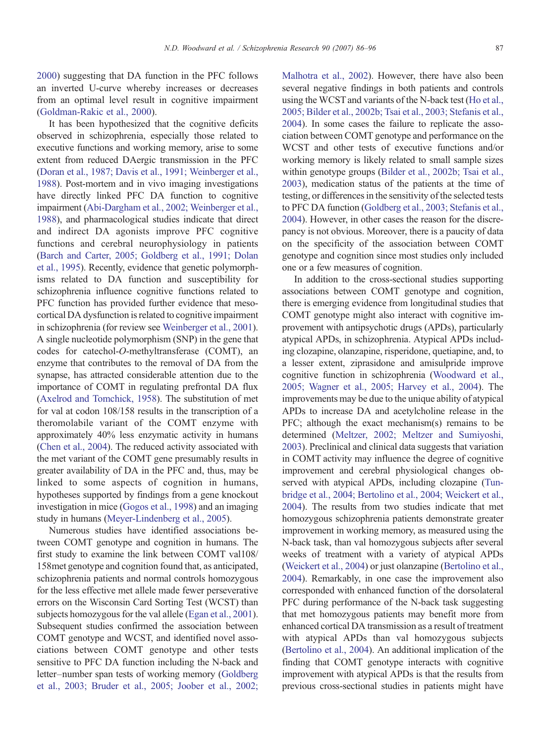2000) suggesting that DA function in the PFC follows an inverted U-curve whereby increases or decreases from an optimal level result in cognitive impairment (Goldman-Rakic et al., 2000).

It has been hypothesized that the cognitive deficits observed in schizophrenia, especially those related to executive functions and working memory, arise to some extent from reduced DAergic transmission in the PFC (Doran et al., 1987; Davis et al., 1991; Weinberger et al., 1988). Post-mortem and in vivo imaging investigations have directly linked PFC DA function to cognitive impairment (Abi-Dargham et al., 2002; Weinberger et al., 1988), and pharmacological studies indicate that direct and indirect DA agonists improve PFC cognitive functions and cerebral neurophysiology in patients (Barch and Carter, 2005; Goldberg et al., 1991; Dolan et al., 1995). Recently, evidence that genetic polymorphisms related to DA function and susceptibility for schizophrenia influence cognitive functions related to PFC function has provided further evidence that mesocortical DA dysfunction is related to cognitive impairment in schizophrenia (for review see Weinberger et al., 2001). A single nucleotide polymorphism (SNP) in the gene that codes for catechol-*O*-methyltransferase (COMT), an enzyme that contributes to the removal of DA from the synapse, has attracted considerable attention due to the importance of COMT in regulating prefrontal DA flux (Axelrod and Tomchick, 1958). The substitution of met for val at codon 108/158 results in the transcription of a theromolabile variant of the COMT enzyme with approximately 40% less enzymatic activity in humans (Chen et al., 2004). The reduced activity associated with the met variant of the COMT gene presumably results in greater availability of DA in the PFC and, thus, may be linked to some aspects of cognition in humans, hypotheses supported by findings from a gene knockout investigation in mice (Gogos et al., 1998) and an imaging study in humans (Meyer-Lindenberg et al., 2005).

Numerous studies have identified associations between COMT genotype and cognition in humans. The first study to examine the link between COMT val108/158met genotype and cognition found that, as anticipated, schizophrenia patients and normal controls homozygous for the less effective met allele made fewer perseverative errors on the Wisconsin Card Sorting Test (WCST) than subjects homozygous for the val allele (Egan et al., 2001). Subsequent studies confirmed the association between COMT genotype and WCST, and identified novel associations between COMT genotype and other tests sensitive to PFC DA function including the N-back and letter–number span tests of working memory (Goldberg et al., 2003; Bruder et al., 2005; Joober et al., 2002; Malhotra et al., 2002). However, there have also been several negative findings in both patients and controls using the WCST and variants of the N-back test (Ho et al., 2005; Bilder et al., 2002b; Tsai et al., 2003; Stefanis et al., 2004). In some cases the failure to replicate the association between COMT genotype and performance on the WCST and other tests of executive functions and/or working memory is likely related to small sample sizes within genotype groups (Bilder et al., 2002b; Tsai et al., 2003), medication status of the patients at the time of testing, or differences in the sensitivity of the selected tests to PFC DA function (Goldberg et al., 2003; Stefanis et al., 2004). However, in other cases the reason for the discrepancy is not obvious. Moreover, there is a paucity of data on the specificity of the association between COMT genotype and cognition since most studies only included one or a few measures of cognition.

In addition to the cross-sectional studies supporting associations between COMT genotype and cognition, there is emerging evidence from longitudinal studies that COMT genotype might also interact with cognitive improvement with antipsychotic drugs (APDs), particularly atypical APDs, in schizophrenia. Atypical APDs including clozapine, olanzapine, risperidone, quetiapine, and, to a lesser extent, ziprasidone and amisulpride improve cognitive function in schizophrenia (Woodward et al., 2005; Wagner et al., 2005; Harvey et al., 2004). The improvements may be due to the unique ability of atypical APDs to increase DA and acetylcholine release in the PFC; although the exact mechanism(s) remains to be determined (Meltzer, 2002; Meltzer and Sumiyoshi, 2003). Preclinical and clinical data suggests that variation in COMT activity may influence the degree of cognitive improvement and cerebral physiological changes observed with atypical APDs, including clozapine (Tunbridge et al., 2004; Bertolino et al., 2004; Weickert et al., 2004). The results from two studies indicate that met homozygous schizophrenia patients demonstrate greater improvement in working memory, as measured using the N-back task, than val homozygous subjects after several weeks of treatment with a variety of atypical APDs (Weickert et al., 2004) or just olanzapine (Bertolino et al., 2004). Remarkably, in one case the improvement also corresponded with enhanced function of the dorsolateral PFC during performance of the N-back task suggesting that met homozygous patients may benefit more from enhanced cortical DA transmission as a result of treatment with atypical APDs than val homozygous subjects (Bertolino et al., 2004). An additional implication of the finding that COMT genotype interacts with cognitive improvement with atypical APDs is that the results from previous cross-sectional studies in patients might have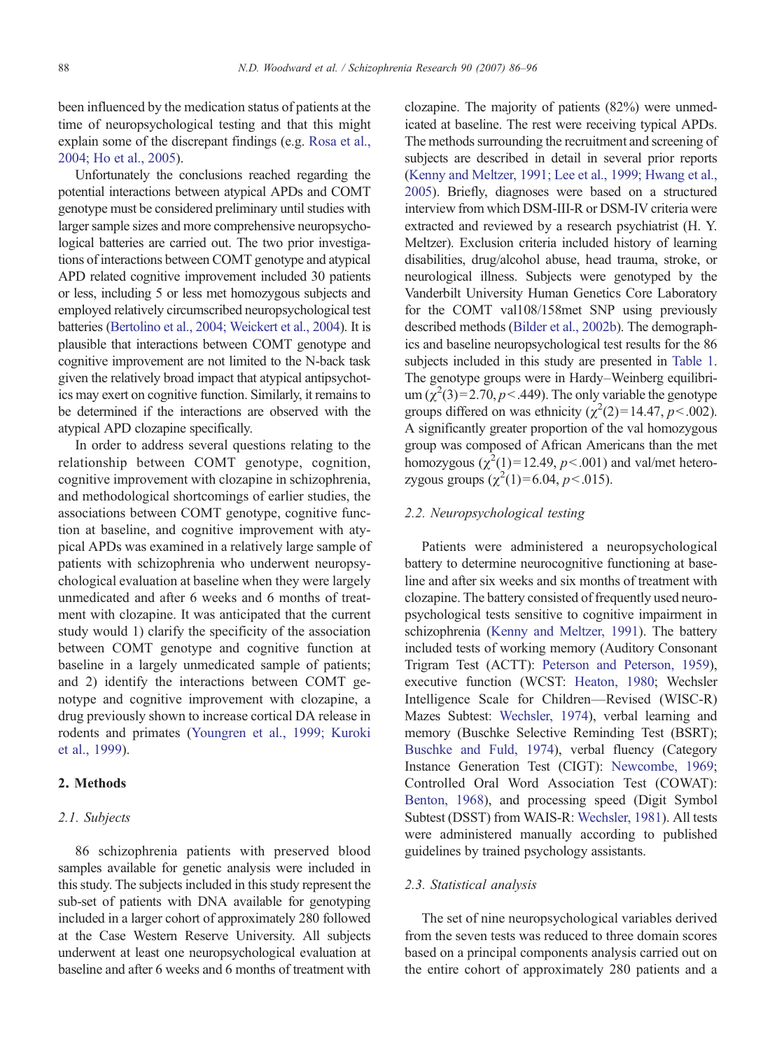been influenced by the medication status of patients at the time of neuropsychological testing and that this might explain some of the discrepant findings (e.g. Rosa et al., 2004; Ho et al., 2005).

Unfortunately the conclusions reached regarding the potential interactions between atypical APDs and COMT genotype must be considered preliminary until studies with larger sample sizes and more comprehensive neuropsychological batteries are carried out. The two prior investigations of interactions between COMT genotype and atypical APD related cognitive improvement included 30 patients or less, including 5 or less met homozygous subjects and employed relatively circumscribed neuropsychological test batteries (Bertolino et al., 2004; Weickert et al., 2004). It is plausible that interactions between COMT genotype and cognitive improvement are not limited to the N-back task given the relatively broad impact that atypical antipsychotics may exert on cognitive function. Similarly, it remains to be determined if the interactions are observed with the atypical APD clozapine specifically.

In order to address several questions relating to the relationship between COMT genotype, cognition, cognitive improvement with clozapine in schizophrenia, and methodological shortcomings of earlier studies, the associations between COMT genotype, cognitive function at baseline, and cognitive improvement with atypical APDs was examined in a relatively large sample of patients with schizophrenia who underwent neuropsychological evaluation at baseline when they were largely unmedicated and after 6 weeks and 6 months of treatment with clozapine. It was anticipated that the current study would 1) clarify the specificity of the association between COMT genotype and cognitive function at baseline in a largely unmedicated sample of patients; and 2) identify the interactions between COMT genotype and cognitive improvement with clozapine, a drug previously shown to increase cortical DA release in rodents and primates (Youngren et al., 1999; Kuroki et al., 1999).

## 2. Methods

### 2.1. Subjects

86 schizophrenia patients with preserved blood samples available for genetic analysis were included in this study. The subjects included in this study represent the sub-set of patients with DNA available for genotyping included in a larger cohort of approximately 280 followed at the Case Western Reserve University. All subjects underwent at least one neuropsychological evaluation at baseline and after 6 weeks and 6 months of treatment with clozapine. The majority of patients (82%) were unmedicated at baseline. The rest were receiving typical APDs. The methods surrounding the recruitment and screening of subjects are described in detail in several prior reports (Kenny and Meltzer, 1991; Lee et al., 1999; Hwang et al., 2005). Briefly, diagnoses were based on a structured interview from which DSM-III-R or DSM-IV criteria were extracted and reviewed by a research psychiatrist (H. Y. Meltzer). Exclusion criteria included history of learning disabilities, drug/alcohol abuse, head trauma, stroke, or neurological illness. Subjects were genotyped by the Vanderbilt University Human Genetics Core Laboratory for the COMT val108/158met SNP using previously described methods (Bilder et al., 2002b). The demographics and baseline neuropsychological test results for the 86 subjects included in this study are presented in Table 1. The genotype groups were in Hardy–Weinberg equilibrium ($\chi^2(3)=2.70$, $p<.449$). The only variable the genotype groups differed on was ethnicity ($\chi^2(2)=14.47$, $p<.002$). A significantly greater proportion of the val homozygous group was composed of African Americans than the met homozygous ($\chi^2(1)=12.49$, $p<.001$) and val/met heterozygous groups ($\chi^2(1)=6.04$, $p<.015$).

### 2.2. Neuropsychological testing

Patients were administered a neuropsychological battery to determine neurocognitive functioning at baseline and after six weeks and six months of treatment with clozapine. The battery consisted of frequently used neuropsychological tests sensitive to cognitive impairment in schizophrenia (Kenny and Meltzer, 1991). The battery included tests of working memory (Auditory Consonant Trigram Test (ACTT): Peterson and Peterson, 1959), executive function (WCST: Heaton, 1980; Wechsler Intelligence Scale for Children—Revised (WISC-R) Mazes Subtest: Wechsler, 1974), verbal learning and memory (Buschke Selective Reminding Test (BSRT); Buschke and Fuld, 1974), verbal fluency (Category Instance Generation Test (CIGT): Newcombe, 1969; Controlled Oral Word Association Test (COWAT): Benton, 1968), and processing speed (Digit Symbol Subtest (DSST) from WAIS-R: Wechsler, 1981). All tests were administered manually according to published guidelines by trained psychology assistants.

### 2.3. Statistical analysis

The set of nine neuropsychological variables derived from the seven tests was reduced to three domain scores based on a principal components analysis carried out on the entire cohort of approximately 280 patients and a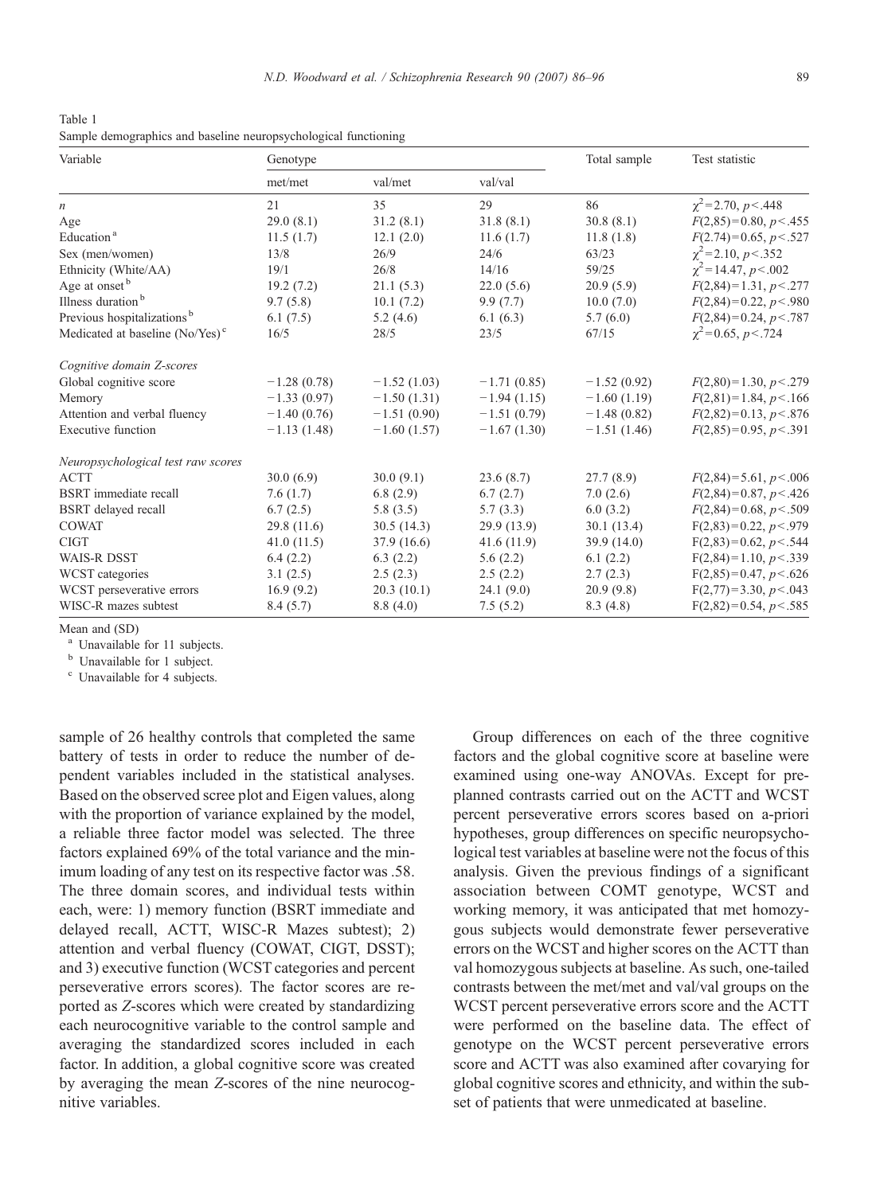Table 1
Sample demographics and baseline neuropsychological functioning

| Variable | Genotype | | | Total sample | Test statistic |
|---|---|---|---|---|---|
| | met/met | val/met | val/val | | |
| *n* | 21 | 35 | 29 | 86 | $\chi^2=2.70$, $p<.448$ |
| Age | 29.0 (8.1) | 31.2 (8.1) | 31.8 (8.1) | 30.8 (8.1) | $F(2,85)=0.80$, $p<.455$ |
| Education [a] | 11.5 (1.7) | 12.1 (2.0) | 11.6 (1.7) | 11.8 (1.8) | $F(2.74)=0.65$, $p<.527$ |
| Sex (men/women) | 13/8 | 26/9 | 24/6 | 63/23 | $\chi^2=2.10$, $p<.352$ |
| Ethnicity (White/AA) | 19/1 | 26/8 | 14/16 | 59/25 | $\chi^2=14.47$, $p<.002$ |
| Age at onset [b] | 19.2 (7.2) | 21.1 (5.3) | 22.0 (5.6) | 20.9 (5.9) | $F(2,84)=1.31$, $p<.277$ |
| Illness duration [b] | 9.7 (5.8) | 10.1 (7.2) | 9.9 (7.7) | 10.0 (7.0) | $F(2,84)=0.22$, $p<.980$ |
| Previous hospitalizations [b] | 6.1 (7.5) | 5.2 (4.6) | 6.1 (6.3) | 5.7 (6.0) | $F(2,84)=0.24$, $p<.787$ |
| Medicated at baseline (No/Yes) [c] | 16/5 | 28/5 | 23/5 | 67/15 | $\chi^2=0.65$, $p<.724$ |
| *Cognitive domain Z-scores* | | | | | |
| Global cognitive score | −1.28 (0.78) | −1.52 (1.03) | −1.71 (0.85) | −1.52 (0.92) | $F(2,80)=1.30$, $p<.279$ |
| Memory | −1.33 (0.97) | −1.50 (1.31) | −1.94 (1.15) | −1.60 (1.19) | $F(2,81)=1.84$, $p<.166$ |
| Attention and verbal fluency | −1.40 (0.76) | −1.51 (0.90) | −1.51 (0.79) | −1.48 (0.82) | $F(2,82)=0.13$, $p<.876$ |
| Executive function | −1.13 (1.48) | −1.60 (1.57) | −1.67 (1.30) | −1.51 (1.46) | $F(2,85)=0.95$, $p<.391$ |
| *Neuropsychological test raw scores* | | | | | |
| ACTT | 30.0 (6.9) | 30.0 (9.1) | 23.6 (8.7) | 27.7 (8.9) | $F(2,84)=5.61$, $p<.006$ |
| BSRT immediate recall | 7.6 (1.7) | 6.8 (2.9) | 6.7 (2.7) | 7.0 (2.6) | $F(2,84)=0.87$, $p<.426$ |
| BSRT delayed recall | 6.7 (2.5) | 5.8 (3.5) | 5.7 (3.3) | 6.0 (3.2) | $F(2,84)=0.68$, $p<.509$ |
| COWAT | 29.8 (11.6) | 30.5 (14.3) | 29.9 (13.9) | 30.1 (13.4) | $F(2,83)=0.22$, $p<.979$ |
| CIGT | 41.0 (11.5) | 37.9 (16.6) | 41.6 (11.9) | 39.9 (14.0) | $F(2,83)=0.62$, $p<.544$ |
| WAIS-R DSST | 6.4 (2.2) | 6.3 (2.2) | 5.6 (2.2) | 6.1 (2.2) | $F(2,84)=1.10$, $p<.339$ |
| WCST categories | 3.1 (2.5) | 2.5 (2.3) | 2.5 (2.2) | 2.7 (2.3) | $F(2,85)=0.47$, $p<.626$ |
| WCST perseverative errors | 16.9 (9.2) | 20.3 (10.1) | 24.1 (9.0) | 20.9 (9.8) | $F(2,77)=3.30$, $p<.043$ |
| WISC-R mazes subtest | 8.4 (5.7) | 8.8 (4.0) | 7.5 (5.2) | 8.3 (4.8) | $F(2,82)=0.54$, $p<.585$ |

Mean and (SD)
[a] Unavailable for 11 subjects.
[b] Unavailable for 1 subject.
[c] Unavailable for 4 subjects.

sample of 26 healthy controls that completed the same battery of tests in order to reduce the number of dependent variables included in the statistical analyses. Based on the observed scree plot and Eigen values, along with the proportion of variance explained by the model, a reliable three factor model was selected. The three factors explained 69% of the total variance and the minimum loading of any test on its respective factor was .58. The three domain scores, and individual tests within each, were: 1) memory function (BSRT immediate and delayed recall, ACTT, WISC-R Mazes subtest); 2) attention and verbal fluency (COWAT, CIGT, DSST); and 3) executive function (WCST categories and percent perseverative errors scores). The factor scores are reported as *Z*-scores which were created by standardizing each neurocognitive variable to the control sample and averaging the standardized scores included in each factor. In addition, a global cognitive score was created by averaging the mean *Z*-scores of the nine neurocognitive variables.

Group differences on each of the three cognitive factors and the global cognitive score at baseline were examined using one-way ANOVAs. Except for preplanned contrasts carried out on the ACTT and WCST percent perseverative errors scores based on a-priori hypotheses, group differences on specific neuropsychological test variables at baseline were not the focus of this analysis. Given the previous findings of a significant association between COMT genotype, WCST and working memory, it was anticipated that met homozygous subjects would demonstrate fewer perseverative errors on the WCST and higher scores on the ACTT than val homozygous subjects at baseline. As such, one-tailed contrasts between the met/met and val/val groups on the WCST percent perseverative errors score and the ACTT were performed on the baseline data. The effect of genotype on the WCST percent perseverative errors score and ACTT was also examined after covarying for global cognitive scores and ethnicity, and within the subset of patients that were unmedicated at baseline.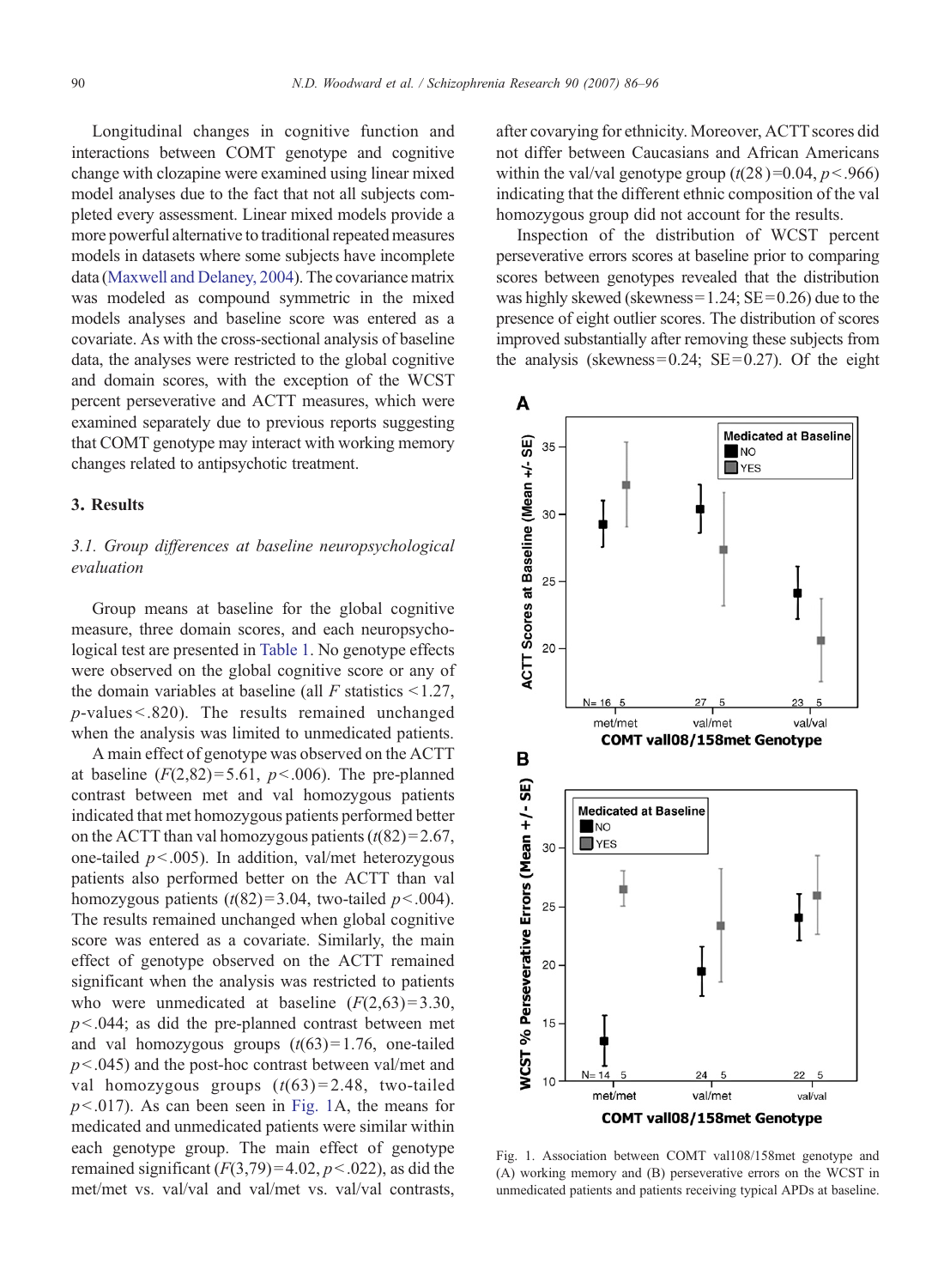Longitudinal changes in cognitive function and interactions between COMT genotype and cognitive change with clozapine were examined using linear mixed model analyses due to the fact that not all subjects completed every assessment. Linear mixed models provide a more powerful alternative to traditional repeated measures models in datasets where some subjects have incomplete data (Maxwell and Delaney, 2004). The covariance matrix was modeled as compound symmetric in the mixed models analyses and baseline score was entered as a covariate. As with the cross-sectional analysis of baseline data, the analyses were restricted to the global cognitive and domain scores, with the exception of the WCST percent perseverative and ACTT measures, which were examined separately due to previous reports suggesting that COMT genotype may interact with working memory changes related to antipsychotic treatment.

## 3. Results

### 3.1. Group differences at baseline neuropsychological evaluation

Group means at baseline for the global cognitive measure, three domain scores, and each neuropsychological test are presented in Table 1. No genotype effects were observed on the global cognitive score or any of the domain variables at baseline (all $F$ statistics < 1.27, $p$-values < .820). The results remained unchanged when the analysis was limited to unmedicated patients.

A main effect of genotype was observed on the ACTT at baseline ($F(2,82) = 5.61$, $p < .006$). The pre-planned contrast between met and val homozygous patients indicated that met homozygous patients performed better on the ACTT than val homozygous patients ($t(82) = 2.67$, one-tailed $p < .005$). In addition, val/met heterozygous patients also performed better on the ACTT than val homozygous patients ($t(82) = 3.04$, two-tailed $p < .004$). The results remained unchanged when global cognitive score was entered as a covariate. Similarly, the main effect of genotype observed on the ACTT remained significant when the analysis was restricted to patients who were unmedicated at baseline ($F(2,63) = 3.30$, $p < .044$; as did the pre-planned contrast between met and val homozygous groups ($t(63) = 1.76$, one-tailed $p < .045$) and the post-hoc contrast between val/met and val homozygous groups ($t(63) = 2.48$, two-tailed $p < .017$). As can been seen in Fig. 1A, the means for medicated and unmedicated patients were similar within each genotype group. The main effect of genotype remained significant ($F(3,79) = 4.02$, $p < .022$), as did the met/met vs. val/val and val/met vs. val/val contrasts, after covarying for ethnicity. Moreover, ACTT scores did not differ between Caucasians and African Americans within the val/val genotype group ($t(28) = 0.04$, $p < .966$) indicating that the different ethnic composition of the val homozygous group did not account for the results.

Inspection of the distribution of WCST percent perseverative errors scores at baseline prior to comparing scores between genotypes revealed that the distribution was highly skewed (skewness = 1.24; SE = 0.26) due to the presence of eight outlier scores. The distribution of scores improved substantially after removing these subjects from the analysis (skewness = 0.24; SE = 0.27). Of the eight

Fig. 1. Association between COMT val108/158met genotype and (A) working memory and (B) perseverative errors on the WCST in unmedicated patients and patients receiving typical APDs at baseline.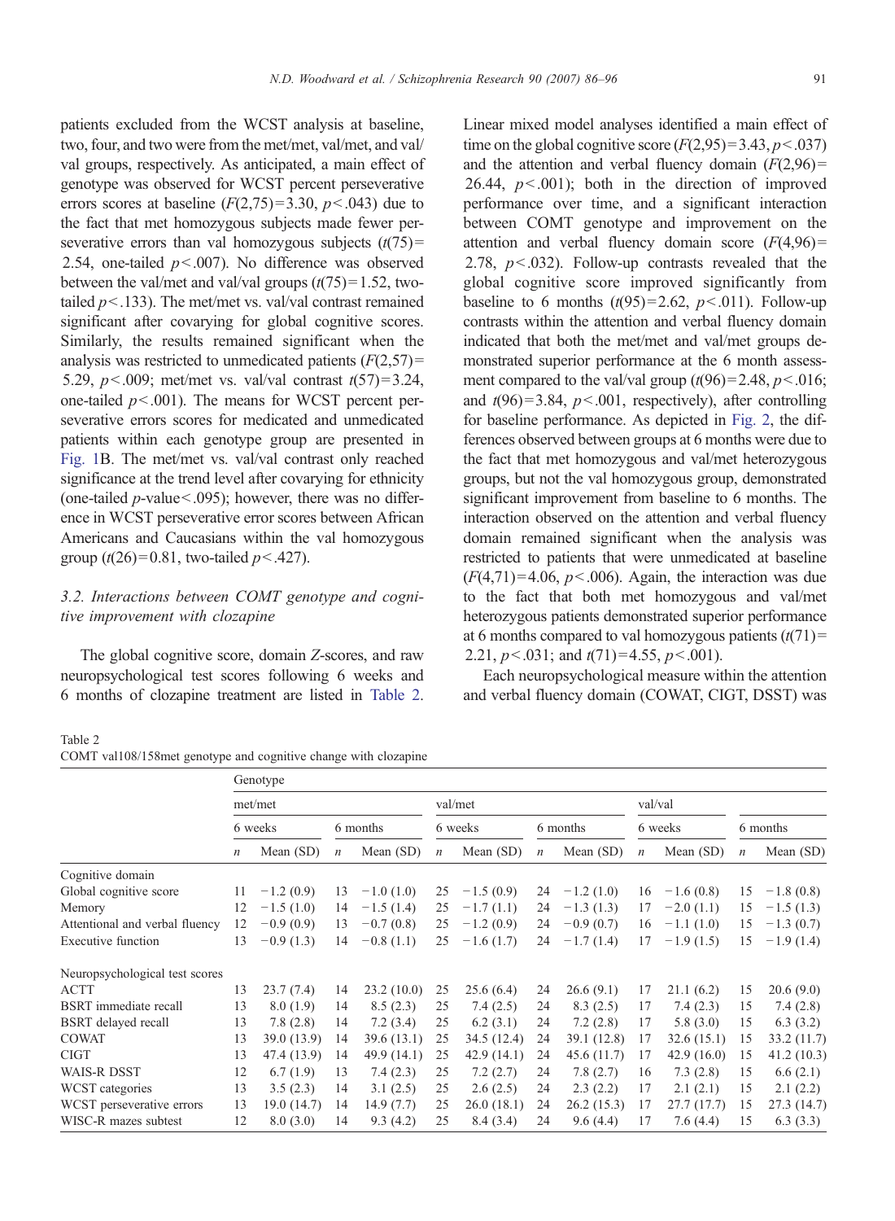patients excluded from the WCST analysis at baseline, two, four, and two were from the met/met, val/met, and val/val groups, respectively. As anticipated, a main effect of genotype was observed for WCST percent perseverative errors scores at baseline ($F(2,75)=3.30$, $p<.043$) due to the fact that met homozygous subjects made fewer perseverative errors than val homozygous subjects ($t(75)=2.54$, one-tailed $p<.007$). No difference was observed between the val/met and val/val groups ($t(75)=1.52$, two-tailed $p<.133$). The met/met vs. val/val contrast remained significant after covarying for global cognitive scores. Similarly, the results remained significant when the analysis was restricted to unmedicated patients ($F(2,57)=5.29$, $p<.009$; met/met vs. val/val contrast $t(57)=3.24$, one-tailed $p<.001$). The means for WCST percent perseverative errors scores for medicated and unmedicated patients within each genotype group are presented in Fig. 1B. The met/met vs. val/val contrast only reached significance at the trend level after covarying for ethnicity (one-tailed $p$-value$<.095$); however, there was no difference in WCST perseverative error scores between African Americans and Caucasians within the val homozygous group ($t(26)=0.81$, two-tailed $p<.427$).

### 3.2. Interactions between COMT genotype and cognitive improvement with clozapine

The global cognitive score, domain $Z$-scores, and raw neuropsychological test scores following 6 weeks and 6 months of clozapine treatment are listed in Table 2. Linear mixed model analyses identified a main effect of time on the global cognitive score ($F(2,95)=3.43$, $p<.037$) and the attention and verbal fluency domain ($F(2,96)=26.44$, $p<.001$); both in the direction of improved performance over time, and a significant interaction between COMT genotype and improvement on the attention and verbal fluency domain score ($F(4,96)=2.78$, $p<.032$). Follow-up contrasts revealed that the global cognitive score improved significantly from baseline to 6 months ($t(95)=2.62$, $p<.011$). Follow-up contrasts within the attention and verbal fluency domain indicated that both the met/met and val/met groups demonstrated superior performance at the 6 month assessment compared to the val/val group ($t(96)=2.48$, $p<.016$; and $t(96)=3.84$, $p<.001$, respectively), after controlling for baseline performance. As depicted in Fig. 2, the differences observed between groups at 6 months were due to the fact that met homozygous and val/met heterozygous groups, but not the val homozygous group, demonstrated significant improvement from baseline to 6 months. The interaction observed on the attention and verbal fluency domain remained significant when the analysis was restricted to patients that were unmedicated at baseline ($F(4,71)=4.06$, $p<.006$). Again, the interaction was due to the fact that both met homozygous and val/met heterozygous patients demonstrated superior performance at 6 months compared to val homozygous patients ($t(71)=2.21$, $p<.031$; and $t(71)=4.55$, $p<.001$).

Each neuropsychological measure within the attention and verbal fluency domain (COWAT, CIGT, DSST) was

Table 2
COMT val108/158met genotype and cognitive change with clozapine

| | Genotype | | | | | | | | | | | |
|---|---|---|---|---|---|---|---|---|---|---|---|---|
| | met/met | | | | val/met | | | | val/val | | | |
| | 6 weeks | | 6 months | | 6 weeks | | 6 months | | 6 weeks | | 6 months | |
| | $n$ | Mean (SD) | $n$ | Mean (SD) | $n$ | Mean (SD) | $n$ | Mean (SD) | $n$ | Mean (SD) | $n$ | Mean (SD) |
| Cognitive domain | | | | | | | | | | | | |
| Global cognitive score | 11 | −1.2 (0.9) | 13 | −1.0 (1.0) | 25 | −1.5 (0.9) | 24 | −1.2 (1.0) | 16 | −1.6 (0.8) | 15 | −1.8 (0.8) |
| Memory | 12 | −1.5 (1.0) | 14 | −1.5 (1.4) | 25 | −1.7 (1.1) | 24 | −1.3 (1.3) | 17 | −2.0 (1.1) | 15 | −1.5 (1.3) |
| Attentional and verbal fluency | 12 | −0.9 (0.9) | 13 | −0.7 (0.8) | 25 | −1.2 (0.9) | 24 | −0.9 (0.7) | 16 | −1.1 (1.0) | 15 | −1.3 (0.7) |
| Executive function | 13 | −0.9 (1.3) | 14 | −0.8 (1.1) | 25 | −1.6 (1.7) | 24 | −1.7 (1.4) | 17 | −1.9 (1.5) | 15 | −1.9 (1.4) |
| Neuropsychological test scores | | | | | | | | | | | | |
| ACTT | 13 | 23.7 (7.4) | 14 | 23.2 (10.0) | 25 | 25.6 (6.4) | 24 | 26.6 (9.1) | 17 | 21.1 (6.2) | 15 | 20.6 (9.0) |
| BSRT immediate recall | 13 | 8.0 (1.9) | 14 | 8.5 (2.3) | 25 | 7.4 (2.5) | 24 | 8.3 (2.5) | 17 | 7.4 (2.3) | 15 | 7.4 (2.8) |
| BSRT delayed recall | 13 | 7.8 (2.8) | 14 | 7.2 (3.4) | 25 | 6.2 (3.1) | 24 | 7.2 (2.8) | 17 | 5.8 (3.0) | 15 | 6.3 (3.2) |
| COWAT | 13 | 39.0 (13.9) | 14 | 39.6 (13.1) | 25 | 34.5 (12.4) | 24 | 39.1 (12.8) | 17 | 32.6 (15.1) | 15 | 33.2 (11.7) |
| CIGT | 13 | 47.4 (13.9) | 14 | 49.9 (14.1) | 25 | 42.9 (14.1) | 24 | 45.6 (11.7) | 17 | 42.9 (16.0) | 15 | 41.2 (10.3) |
| WAIS-R DSST | 12 | 6.7 (1.9) | 13 | 7.4 (2.3) | 25 | 7.2 (2.7) | 24 | 7.8 (2.7) | 16 | 7.3 (2.8) | 15 | 6.6 (2.1) |
| WCST categories | 13 | 3.5 (2.3) | 14 | 3.1 (2.5) | 25 | 2.6 (2.5) | 24 | 2.3 (2.2) | 17 | 2.1 (2.1) | 15 | 2.1 (2.2) |
| WCST perseverative errors | 13 | 19.0 (14.7) | 14 | 14.9 (7.7) | 25 | 26.0 (18.1) | 24 | 26.2 (15.3) | 17 | 27.7 (17.7) | 15 | 27.3 (14.7) |
| WISC-R mazes subtest | 12 | 8.0 (3.0) | 14 | 9.3 (4.2) | 25 | 8.4 (3.4) | 24 | 9.6 (4.4) | 17 | 7.6 (4.4) | 15 | 6.3 (3.3) |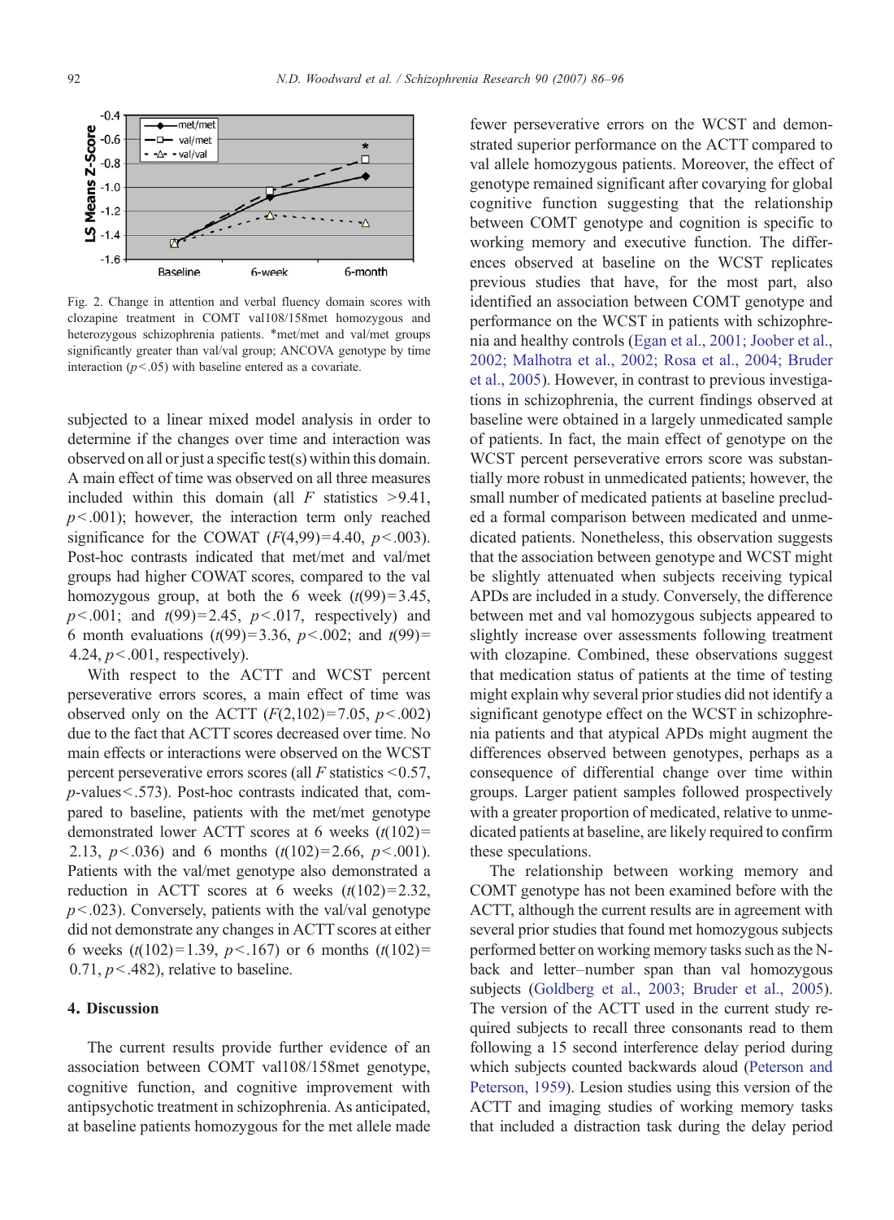LS Means Z-Score

-0.4
-0.6
-0.8
-1.0
-1.2
-1.4
-1.6

met/met
val/met
val/val

*

Baseline
6-week
6-month

Fig. 2. Change in attention and verbal fluency domain scores with clozapine treatment in COMT val108/158met homozygous and heterozygous schizophrenia patients. *met/met and val/met groups significantly greater than val/val group; ANCOVA genotype by time interaction ($p<.05$) with baseline entered as a covariate.

subjected to a linear mixed model analysis in order to determine if the changes over time and interaction was observed on all or just a specific test(s) within this domain. A main effect of time was observed on all three measures included within this domain (all $F$ statistics >9.41, $p<.001$); however, the interaction term only reached significance for the COWAT ($F(4,99)=4.40$, $p<.003$). Post-hoc contrasts indicated that met/met and val/met groups had higher COWAT scores, compared to the val homozygous group, at both the 6 week ($t(99)=3.45$, $p<.001$; and $t(99)=2.45$, $p<.017$, respectively) and 6 month evaluations ($t(99)=3.36$, $p<.002$; and $t(99)=4.24$, $p<.001$, respectively).

With respect to the ACTT and WCST percent perseverative errors scores, a main effect of time was observed only on the ACTT ($F(2,102)=7.05$, $p<.002$) due to the fact that ACTT scores decreased over time. No main effects or interactions were observed on the WCST percent perseverative errors scores (all $F$ statistics <0.57, $p$-values <.573). Post-hoc contrasts indicated that, compared to baseline, patients with the met/met genotype demonstrated lower ACTT scores at 6 weeks ($t(102)=2.13$, $p<.036$) and 6 months ($t(102)=2.66$, $p<.001$). Patients with the val/met genotype also demonstrated a reduction in ACTT scores at 6 weeks ($t(102)=2.32$, $p<.023$). Conversely, patients with the val/val genotype did not demonstrate any changes in ACTT scores at either 6 weeks ($t(102)=1.39$, $p<.167$) or 6 months ($t(102)=0.71$, $p<.482$), relative to baseline.

## 4. Discussion

The current results provide further evidence of an association between COMT val108/158met genotype, cognitive function, and cognitive improvement with antipsychotic treatment in schizophrenia. As anticipated, at baseline patients homozygous for the met allele made fewer perseverative errors on the WCST and demonstrated superior performance on the ACTT compared to val allele homozygous patients. Moreover, the effect of genotype remained significant after covarying for global cognitive function suggesting that the relationship between COMT genotype and cognition is specific to working memory and executive function. The differences observed at baseline on the WCST replicates previous studies that have, for the most part, also identified an association between COMT genotype and performance on the WCST in patients with schizophrenia and healthy controls (Egan et al., 2001; Joober et al., 2002; Malhotra et al., 2002; Rosa et al., 2004; Bruder et al., 2005). However, in contrast to previous investigations in schizophrenia, the current findings observed at baseline were obtained in a largely unmedicated sample of patients. In fact, the main effect of genotype on the WCST percent perseverative errors score was substantially more robust in unmedicated patients; however, the small number of medicated patients at baseline precluded a formal comparison between medicated and unmedicated patients. Nonetheless, this observation suggests that the association between genotype and WCST might be slightly attenuated when subjects receiving typical APDs are included in a study. Conversely, the difference between met and val homozygous subjects appeared to slightly increase over assessments following treatment with clozapine. Combined, these observations suggest that medication status of patients at the time of testing might explain why several prior studies did not identify a significant genotype effect on the WCST in schizophrenia patients and that atypical APDs might augment the differences observed between genotypes, perhaps as a consequence of differential change over time within groups. Larger patient samples followed prospectively with a greater proportion of medicated, relative to unmedicated patients at baseline, are likely required to confirm these speculations.

The relationship between working memory and COMT genotype has not been examined before with the ACTT, although the current results are in agreement with several prior studies that found met homozygous subjects performed better on working memory tasks such as the N-back and letter–number span than val homozygous subjects (Goldberg et al., 2003; Bruder et al., 2005). The version of the ACTT used in the current study required subjects to recall three consonants read to them following a 15 second interference delay period during which subjects counted backwards aloud (Peterson and Peterson, 1959). Lesion studies using this version of the ACTT and imaging studies of working memory tasks that included a distraction task during the delay period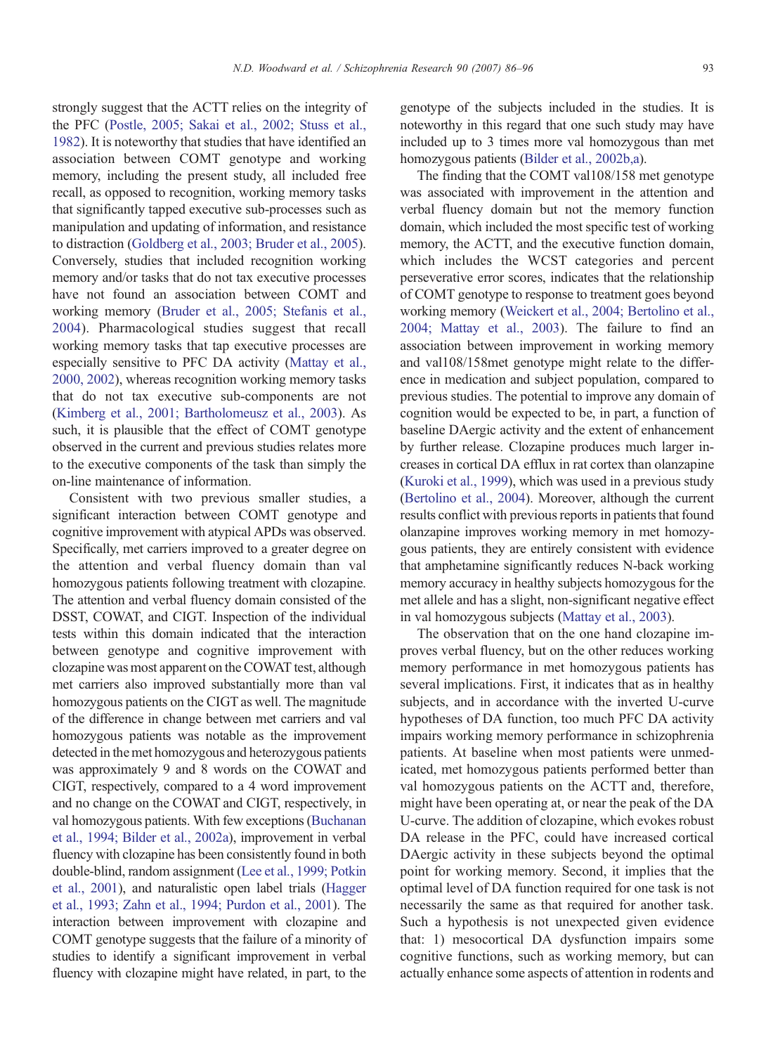strongly suggest that the ACTT relies on the integrity of the PFC (Postle, 2005; Sakai et al., 2002; Stuss et al., 1982). It is noteworthy that studies that have identified an association between COMT genotype and working memory, including the present study, all included free recall, as opposed to recognition, working memory tasks that significantly tapped executive sub-processes such as manipulation and updating of information, and resistance to distraction (Goldberg et al., 2003; Bruder et al., 2005). Conversely, studies that included recognition working memory and/or tasks that do not tax executive processes have not found an association between COMT and working memory (Bruder et al., 2005; Stefanis et al., 2004). Pharmacological studies suggest that recall working memory tasks that tap executive processes are especially sensitive to PFC DA activity (Mattay et al., 2000, 2002), whereas recognition working memory tasks that do not tax executive sub-components are not (Kimberg et al., 2001; Bartholomeusz et al., 2003). As such, it is plausible that the effect of COMT genotype observed in the current and previous studies relates more to the executive components of the task than simply the on-line maintenance of information.

Consistent with two previous smaller studies, a significant interaction between COMT genotype and cognitive improvement with atypical APDs was observed. Specifically, met carriers improved to a greater degree on the attention and verbal fluency domain than val homozygous patients following treatment with clozapine. The attention and verbal fluency domain consisted of the DSST, COWAT, and CIGT. Inspection of the individual tests within this domain indicated that the interaction between genotype and cognitive improvement with clozapine was most apparent on the COWAT test, although met carriers also improved substantially more than val homozygous patients on the CIGT as well. The magnitude of the difference in change between met carriers and val homozygous patients was notable as the improvement detected in the met homozygous and heterozygous patients was approximately 9 and 8 words on the COWAT and CIGT, respectively, compared to a 4 word improvement and no change on the COWAT and CIGT, respectively, in val homozygous patients. With few exceptions (Buchanan et al., 1994; Bilder et al., 2002a), improvement in verbal fluency with clozapine has been consistently found in both double-blind, random assignment (Lee et al., 1999; Potkin et al., 2001), and naturalistic open label trials (Hagger et al., 1993; Zahn et al., 1994; Purdon et al., 2001). The interaction between improvement with clozapine and COMT genotype suggests that the failure of a minority of studies to identify a significant improvement in verbal fluency with clozapine might have related, in part, to the genotype of the subjects included in the studies. It is noteworthy in this regard that one such study may have included up to 3 times more val homozygous than met homozygous patients (Bilder et al., 2002b,a).

The finding that the COMT val108/158 met genotype was associated with improvement in the attention and verbal fluency domain but not the memory function domain, which included the most specific test of working memory, the ACTT, and the executive function domain, which includes the WCST categories and percent perseverative error scores, indicates that the relationship of COMT genotype to response to treatment goes beyond working memory (Weickert et al., 2004; Bertolino et al., 2004; Mattay et al., 2003). The failure to find an association between improvement in working memory and val108/158met genotype might relate to the difference in medication and subject population, compared to previous studies. The potential to improve any domain of cognition would be expected to be, in part, a function of baseline DAergic activity and the extent of enhancement by further release. Clozapine produces much larger increases in cortical DA efflux in rat cortex than olanzapine (Kuroki et al., 1999), which was used in a previous study (Bertolino et al., 2004). Moreover, although the current results conflict with previous reports in patients that found olanzapine improves working memory in met homozygous patients, they are entirely consistent with evidence that amphetamine significantly reduces N-back working memory accuracy in healthy subjects homozygous for the met allele and has a slight, non-significant negative effect in val homozygous subjects (Mattay et al., 2003).

The observation that on the one hand clozapine improves verbal fluency, but on the other reduces working memory performance in met homozygous patients has several implications. First, it indicates that as in healthy subjects, and in accordance with the inverted U-curve hypotheses of DA function, too much PFC DA activity impairs working memory performance in schizophrenia patients. At baseline when most patients were unmedicated, met homozygous patients performed better than val homozygous patients on the ACTT and, therefore, might have been operating at, or near the peak of the DA U-curve. The addition of clozapine, which evokes robust DA release in the PFC, could have increased cortical DAergic activity in these subjects beyond the optimal point for working memory. Second, it implies that the optimal level of DA function required for one task is not necessarily the same as that required for another task. Such a hypothesis is not unexpected given evidence that: 1) mesocortical DA dysfunction impairs some cognitive functions, such as working memory, but can actually enhance some aspects of attention in rodents and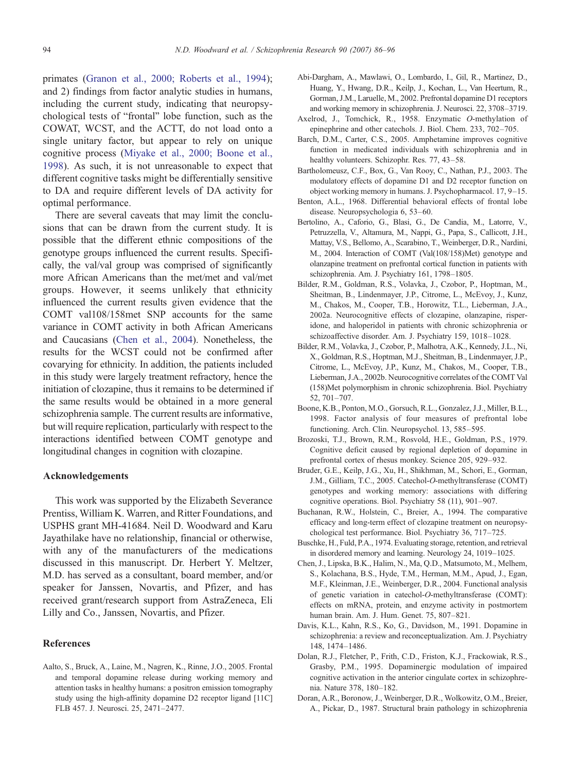primates (Granon et al., 2000; Roberts et al., 1994); and 2) findings from factor analytic studies in humans, including the current study, indicating that neuropsychological tests of "frontal" lobe function, such as the COWAT, WCST, and the ACTT, do not load onto a single unitary factor, but appear to rely on unique cognitive process (Miyake et al., 2000; Boone et al., 1998). As such, it is not unreasonable to expect that different cognitive tasks might be differentially sensitive to DA and require different levels of DA activity for optimal performance.

There are several caveats that may limit the conclusions that can be drawn from the current study. It is possible that the different ethnic compositions of the genotype groups influenced the current results. Specifically, the val/val group was comprised of significantly more African Americans than the met/met and val/met groups. However, it seems unlikely that ethnicity influenced the current results given evidence that the COMT val108/158met SNP accounts for the same variance in COMT activity in both African Americans and Caucasians (Chen et al., 2004). Nonetheless, the results for the WCST could not be confirmed after covarying for ethnicity. In addition, the patients included in this study were largely treatment refractory, hence the initiation of clozapine, thus it remains to be determined if the same results would be obtained in a more general schizophrenia sample. The current results are informative, but will require replication, particularly with respect to the interactions identified between COMT genotype and longitudinal changes in cognition with clozapine.

## Acknowledgements

This work was supported by the Elizabeth Severance Prentiss, William K. Warren, and Ritter Foundations, and USPHS grant MH-41684. Neil D. Woodward and Karu Jayathilake have no relationship, financial or otherwise, with any of the manufacturers of the medications discussed in this manuscript. Dr. Herbert Y. Meltzer, M.D. has served as a consultant, board member, and/or speaker for Janssen, Novartis, and Pfizer, and has received grant/research support from AstraZeneca, Eli Lilly and Co., Janssen, Novartis, and Pfizer.

## References

Aalto, S., Bruck, A., Laine, M., Nagren, K., Rinne, J.O., 2005. Frontal and temporal dopamine release during working memory and attention tasks in healthy humans: a positron emission tomography study using the high-affinity dopamine D2 receptor ligand [11C] FLB 457. J. Neurosci. 25, 2471–2477.

Abi-Dargham, A., Mawlawi, O., Lombardo, I., Gil, R., Martinez, D., Huang, Y., Hwang, D.R., Keilp, J., Kochan, L., Van Heertum, R., Gorman, J.M., Laruelle, M., 2002. Prefrontal dopamine D1 receptors and working memory in schizophrenia. J. Neurosci. 22, 3708–3719.

Axelrod, J., Tomchick, R., 1958. Enzymatic *O*-methylation of epinephrine and other catechols. J. Biol. Chem. 233, 702–705.

Barch, D.M., Carter, C.S., 2005. Amphetamine improves cognitive function in medicated individuals with schizophrenia and in healthy volunteers. Schizophr. Res. 77, 43–58.

Bartholomeusz, C.F., Box, G., Van Rooy, C., Nathan, P.J., 2003. The modulatory effects of dopamine D1 and D2 receptor function on object working memory in humans. J. Psychopharmacol. 17, 9–15.

Benton, A.L., 1968. Differential behavioral effects of frontal lobe disease. Neuropsychologia 6, 53–60.

Bertolino, A., Caforio, G., Blasi, G., De Candia, M., Latorre, V., Petruzzella, V., Altamura, M., Nappi, G., Papa, S., Callicott, J.H., Mattay, V.S., Bellomo, A., Scarabino, T., Weinberger, D.R., Nardini, M., 2004. Interaction of COMT (Val(108/158)Met) genotype and olanzapine treatment on prefrontal cortical function in patients with schizophrenia. Am. J. Psychiatry 161, 1798–1805.

Bilder, R.M., Goldman, R.S., Volavka, J., Czobor, P., Hoptman, M., Sheitman, B., Lindenmayer, J.P., Citrome, L., McEvoy, J., Kunz, M., Chakos, M., Cooper, T.B., Horowitz, T.L., Lieberman, J.A., 2002a. Neurocognitive effects of clozapine, olanzapine, risperidone, and haloperidol in patients with chronic schizophrenia or schizoaffective disorder. Am. J. Psychiatry 159, 1018–1028.

Bilder, R.M., Volavka, J., Czobor, P., Malhotra, A.K., Kennedy, J.L., Ni, X., Goldman, R.S., Hoptman, M.J., Sheitman, B., Lindenmayer, J.P., Citrome, L., McEvoy, J.P., Kunz, M., Chakos, M., Cooper, T.B., Lieberman, J.A., 2002b. Neurocognitive correlates of the COMT Val (158)Met polymorphism in chronic schizophrenia. Biol. Psychiatry 52, 701–707.

Boone, K.B., Ponton, M.O., Gorsuch, R.L., Gonzalez, J.J., Miller, B.L., 1998. Factor analysis of four measures of prefrontal lobe functioning. Arch. Clin. Neuropsychol. 13, 585–595.

Brozoski, T.J., Brown, R.M., Rosvold, H.E., Goldman, P.S., 1979. Cognitive deficit caused by regional depletion of dopamine in prefrontal cortex of rhesus monkey. Science 205, 929–932.

Bruder, G.E., Keilp, J.G., Xu, H., Shikhman, M., Schori, E., Gorman, J.M., Gilliam, T.C., 2005. Catechol-*O*-methyltransferase (COMT) genotypes and working memory: associations with differing cognitive operations. Biol. Psychiatry 58 (11), 901–907.

Buchanan, R.W., Holstein, C., Breier, A., 1994. The comparative efficacy and long-term effect of clozapine treatment on neuropsychological test performance. Biol. Psychiatry 36, 717–725.

Buschke, H., Fuld, P.A., 1974. Evaluating storage, retention, and retrieval in disordered memory and learning. Neurology 24, 1019–1025.

Chen, J., Lipska, B.K., Halim, N., Ma, Q.D., Matsumoto, M., Melhem, S., Kolachana, B.S., Hyde, T.M., Herman, M.M., Apud, J., Egan, M.F., Kleinman, J.E., Weinberger, D.R., 2004. Functional analysis of genetic variation in catechol-*O*-methyltransferase (COMT): effects on mRNA, protein, and enzyme activity in postmortem human brain. Am. J. Hum. Genet. 75, 807–821.

Davis, K.L., Kahn, R.S., Ko, G., Davidson, M., 1991. Dopamine in schizophrenia: a review and reconceptualization. Am. J. Psychiatry 148, 1474–1486.

Dolan, R.J., Fletcher, P., Frith, C.D., Friston, K.J., Frackowiak, R.S., Grasby, P.M., 1995. Dopaminergic modulation of impaired cognitive activation in the anterior cingulate cortex in schizophrenia. Nature 378, 180–182.

Doran, A.R., Boronow, J., Weinberger, D.R., Wolkowitz, O.M., Breier, A., Pickar, D., 1987. Structural brain pathology in schizophrenia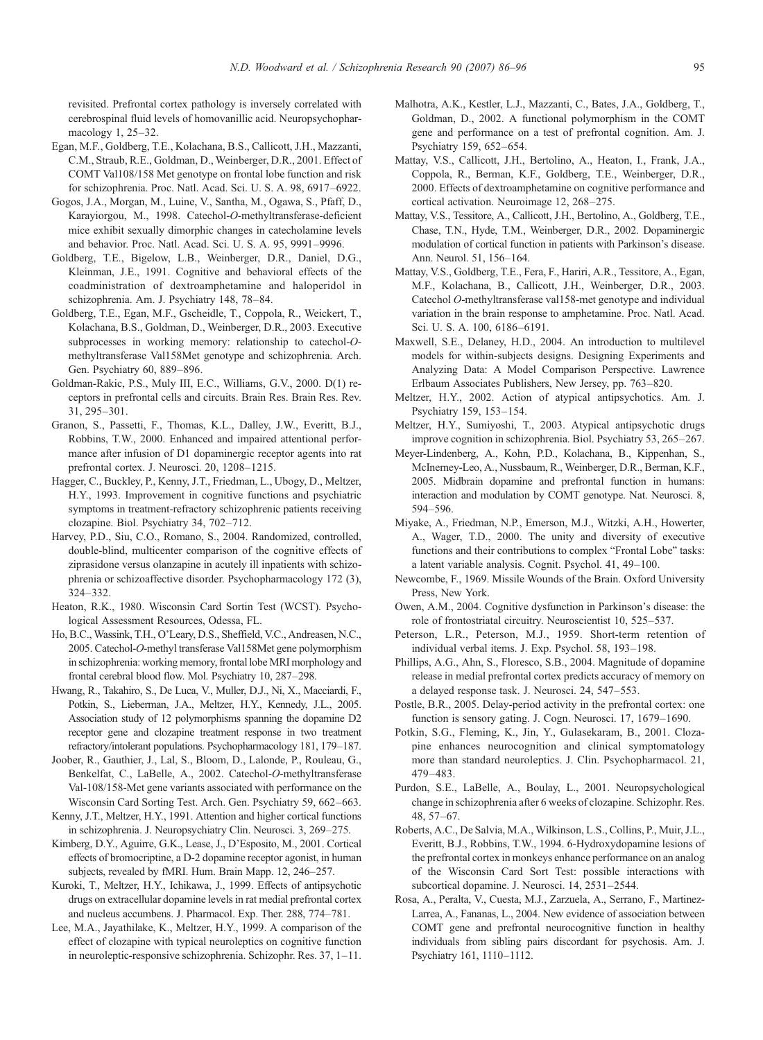revisited. Prefrontal cortex pathology is inversely correlated with cerebrospinal fluid levels of homovanillic acid. Neuropsychopharmacology 1, 25–32.

Egan, M.F., Goldberg, T.E., Kolachana, B.S., Callicott, J.H., Mazzanti, C.M., Straub, R.E., Goldman, D., Weinberger, D.R., 2001. Effect of COMT Val108/158 Met genotype on frontal lobe function and risk for schizophrenia. Proc. Natl. Acad. Sci. U. S. A. 98, 6917–6922.

Gogos, J.A., Morgan, M., Luine, V., Santha, M., Ogawa, S., Pfaff, D., Karayiorgou, M., 1998. Catechol-*O*-methyltransferase-deficient mice exhibit sexually dimorphic changes in catecholamine levels and behavior. Proc. Natl. Acad. Sci. U. S. A. 95, 9991–9996.

Goldberg, T.E., Bigelow, L.B., Weinberger, D.R., Daniel, D.G., Kleinman, J.E., 1991. Cognitive and behavioral effects of the coadministration of dextroamphetamine and haloperidol in schizophrenia. Am. J. Psychiatry 148, 78–84.

Goldberg, T.E., Egan, M.F., Gscheidle, T., Coppola, R., Weickert, T., Kolachana, B.S., Goldman, D., Weinberger, D.R., 2003. Executive subprocesses in working memory: relationship to catechol-*O*-methyltransferase Val158Met genotype and schizophrenia. Arch. Gen. Psychiatry 60, 889–896.

Goldman-Rakic, P.S., Muly III, E.C., Williams, G.V., 2000. D(1) receptors in prefrontal cells and circuits. Brain Res. Brain Res. Rev. 31, 295–301.

Granon, S., Passetti, F., Thomas, K.L., Dalley, J.W., Everitt, B.J., Robbins, T.W., 2000. Enhanced and impaired attentional performance after infusion of D1 dopaminergic receptor agents into rat prefrontal cortex. J. Neurosci. 20, 1208–1215.

Hagger, C., Buckley, P., Kenny, J.T., Friedman, L., Ubogy, D., Meltzer, H.Y., 1993. Improvement in cognitive functions and psychiatric symptoms in treatment-refractory schizophrenic patients receiving clozapine. Biol. Psychiatry 34, 702–712.

Harvey, P.D., Siu, C.O., Romano, S., 2004. Randomized, controlled, double-blind, multicenter comparison of the cognitive effects of ziprasidone versus olanzapine in acutely ill inpatients with schizophrenia or schizoaffective disorder. Psychopharmacology 172 (3), 324–332.

Heaton, R.K., 1980. Wisconsin Card Sortin Test (WCST). Psychological Assessment Resources, Odessa, FL.

Ho, B.C., Wassink, T.H., O'Leary, D.S., Sheffield, V.C., Andreasen, N.C., 2005. Catechol-*O*-methyl transferase Val158Met gene polymorphism in schizophrenia: working memory, frontal lobe MRI morphology and frontal cerebral blood flow. Mol. Psychiatry 10, 287–298.

Hwang, R., Takahiro, S., De Luca, V., Muller, D.J., Ni, X., Macciardi, F., Potkin, S., Lieberman, J.A., Meltzer, H.Y., Kennedy, J.L., 2005. Association study of 12 polymorphisms spanning the dopamine D2 receptor gene and clozapine treatment response in two treatment refractory/intolerant populations. Psychopharmacology 181, 179–187.

Joober, R., Gauthier, J., Lal, S., Bloom, D., Lalonde, P., Rouleau, G., Benkelfat, C., LaBelle, A., 2002. Catechol-*O*-methyltransferase Val-108/158-Met gene variants associated with performance on the Wisconsin Card Sorting Test. Arch. Gen. Psychiatry 59, 662–663.

Kenny, J.T., Meltzer, H.Y., 1991. Attention and higher cortical functions in schizophrenia. J. Neuropsychiatry Clin. Neurosci. 3, 269–275.

Kimberg, D.Y., Aguirre, G.K., Lease, J., D'Esposito, M., 2001. Cortical effects of bromocriptine, a D-2 dopamine receptor agonist, in human subjects, revealed by fMRI. Hum. Brain Mapp. 12, 246–257.

Kuroki, T., Meltzer, H.Y., Ichikawa, J., 1999. Effects of antipsychotic drugs on extracellular dopamine levels in rat medial prefrontal cortex and nucleus accumbens. J. Pharmacol. Exp. Ther. 288, 774–781.

Lee, M.A., Jayathilake, K., Meltzer, H.Y., 1999. A comparison of the effect of clozapine with typical neuroleptics on cognitive function in neuroleptic-responsive schizophrenia. Schizophr. Res. 37, 1–11.

Malhotra, A.K., Kestler, L.J., Mazzanti, C., Bates, J.A., Goldberg, T., Goldman, D., 2002. A functional polymorphism in the COMT gene and performance on a test of prefrontal cognition. Am. J. Psychiatry 159, 652–654.

Mattay, V.S., Callicott, J.H., Bertolino, A., Heaton, I., Frank, J.A., Coppola, R., Berman, K.F., Goldberg, T.E., Weinberger, D.R., 2000. Effects of dextroamphetamine on cognitive performance and cortical activation. Neuroimage 12, 268–275.

Mattay, V.S., Tessitore, A., Callicott, J.H., Bertolino, A., Goldberg, T.E., Chase, T.N., Hyde, T.M., Weinberger, D.R., 2002. Dopaminergic modulation of cortical function in patients with Parkinson's disease. Ann. Neurol. 51, 156–164.

Mattay, V.S., Goldberg, T.E., Fera, F., Hariri, A.R., Tessitore, A., Egan, M.F., Kolachana, B., Callicott, J.H., Weinberger, D.R., 2003. Catechol *O*-methyltransferase val158-met genotype and individual variation in the brain response to amphetamine. Proc. Natl. Acad. Sci. U. S. A. 100, 6186–6191.

Maxwell, S.E., Delaney, H.D., 2004. An introduction to multilevel models for within-subjects designs. Designing Experiments and Analyzing Data: A Model Comparison Perspective. Lawrence Erlbaum Associates Publishers, New Jersey, pp. 763–820.

Meltzer, H.Y., 2002. Action of atypical antipsychotics. Am. J. Psychiatry 159, 153–154.

Meltzer, H.Y., Sumiyoshi, T., 2003. Atypical antipsychotic drugs improve cognition in schizophrenia. Biol. Psychiatry 53, 265–267.

Meyer-Lindenberg, A., Kohn, P.D., Kolachana, B., Kippenhan, S., McInerney-Leo, A., Nussbaum, R., Weinberger, D.R., Berman, K.F., 2005. Midbrain dopamine and prefrontal function in humans: interaction and modulation by COMT genotype. Nat. Neurosci. 8, 594–596.

Miyake, A., Friedman, N.P., Emerson, M.J., Witzki, A.H., Howerter, A., Wager, T.D., 2000. The unity and diversity of executive functions and their contributions to complex "Frontal Lobe" tasks: a latent variable analysis. Cognit. Psychol. 41, 49–100.

Newcombe, F., 1969. Missile Wounds of the Brain. Oxford University Press, New York.

Owen, A.M., 2004. Cognitive dysfunction in Parkinson's disease: the role of frontostriatal circuitry. Neuroscientist 10, 525–537.

Peterson, L.R., Peterson, M.J., 1959. Short-term retention of individual verbal items. J. Exp. Psychol. 58, 193–198.

Phillips, A.G., Ahn, S., Floresco, S.B., 2004. Magnitude of dopamine release in medial prefrontal cortex predicts accuracy of memory on a delayed response task. J. Neurosci. 24, 547–553.

Postle, B.R., 2005. Delay-period activity in the prefrontal cortex: one function is sensory gating. J. Cogn. Neurosci. 17, 1679–1690.

Potkin, S.G., Fleming, K., Jin, Y., Gulasekaram, B., 2001. Clozapine enhances neurocognition and clinical symptomatology more than standard neuroleptics. J. Clin. Psychopharmacol. 21, 479–483.

Purdon, S.E., LaBelle, A., Boulay, L., 2001. Neuropsychological change in schizophrenia after 6 weeks of clozapine. Schizophr. Res. 48, 57–67.

Roberts, A.C., De Salvia, M.A., Wilkinson, L.S., Collins, P., Muir, J.L., Everitt, B.J., Robbins, T.W., 1994. 6-Hydroxydopamine lesions of the prefrontal cortex in monkeys enhance performance on an analog of the Wisconsin Card Sort Test: possible interactions with subcortical dopamine. J. Neurosci. 14, 2531–2544.

Rosa, A., Peralta, V., Cuesta, M.J., Zarzuela, A., Serrano, F., Martinez-Larrea, A., Fananas, L., 2004. New evidence of association between COMT gene and prefrontal neurocognitive function in healthy individuals from sibling pairs discordant for psychosis. Am. J. Psychiatry 161, 1110–1112.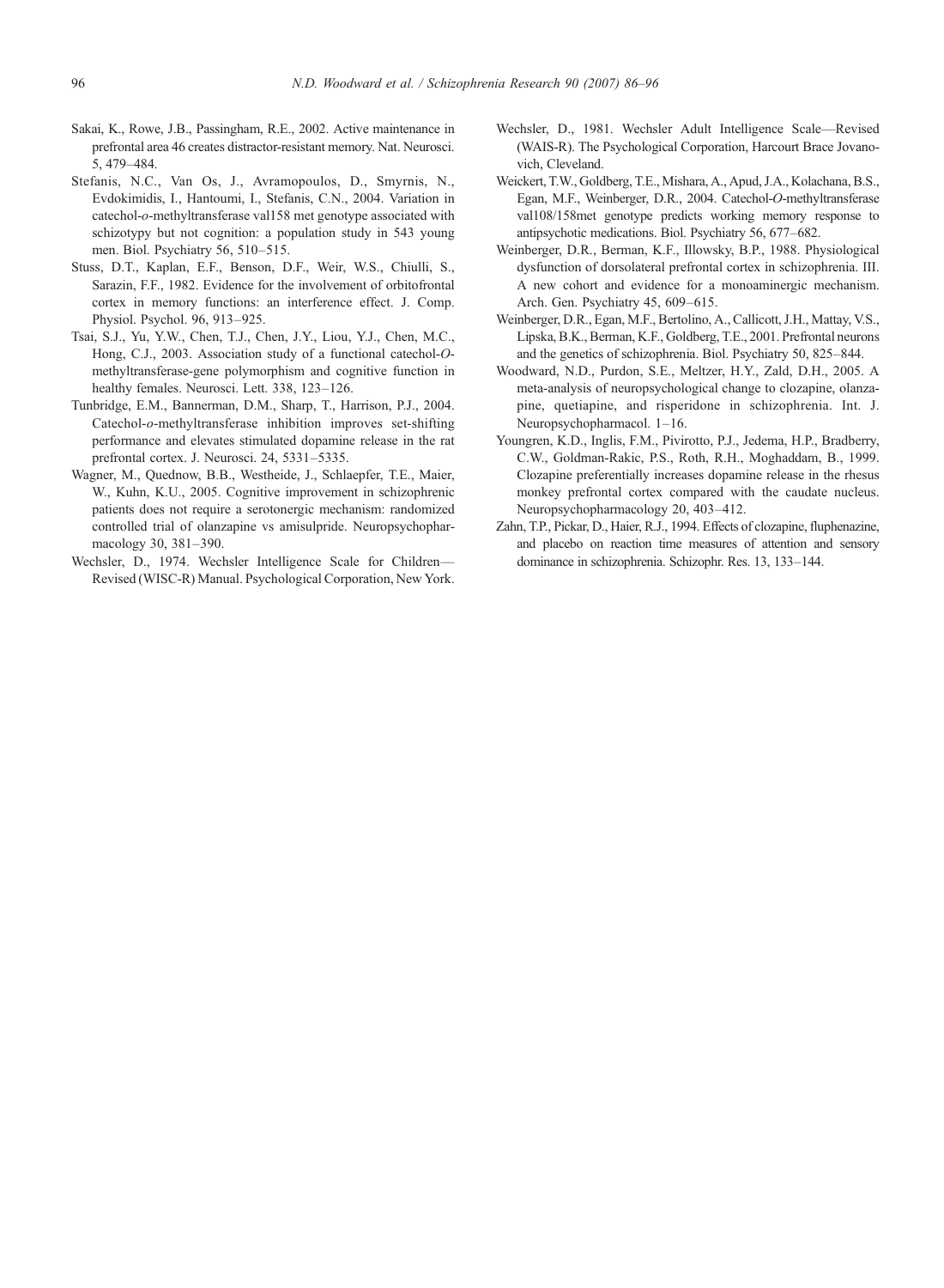Sakai, K., Rowe, J.B., Passingham, R.E., 2002. Active maintenance in prefrontal area 46 creates distractor-resistant memory. Nat. Neurosci. 5, 479–484.

Stefanis, N.C., Van Os, J., Avramopoulos, D., Smyrnis, N., Evdokimidis, I., Hantoumi, I., Stefanis, C.N., 2004. Variation in catechol-*o*-methyltransferase val158 met genotype associated with schizotypy but not cognition: a population study in 543 young men. Biol. Psychiatry 56, 510–515.

Stuss, D.T., Kaplan, E.F., Benson, D.F., Weir, W.S., Chiulli, S., Sarazin, F.F., 1982. Evidence for the involvement of orbitofrontal cortex in memory functions: an interference effect. J. Comp. Physiol. Psychol. 96, 913–925.

Tsai, S.J., Yu, Y.W., Chen, T.J., Chen, J.Y., Liou, Y.J., Chen, M.C., Hong, C.J., 2003. Association study of a functional catechol-*O*-methyltransferase-gene polymorphism and cognitive function in healthy females. Neurosci. Lett. 338, 123–126.

Tunbridge, E.M., Bannerman, D.M., Sharp, T., Harrison, P.J., 2004. Catechol-*o*-methyltransferase inhibition improves set-shifting performance and elevates stimulated dopamine release in the rat prefrontal cortex. J. Neurosci. 24, 5331–5335.

Wagner, M., Quednow, B.B., Westheide, J., Schlaepfer, T.E., Maier, W., Kuhn, K.U., 2005. Cognitive improvement in schizophrenic patients does not require a serotonergic mechanism: randomized controlled trial of olanzapine vs amisulpride. Neuropsychopharmacology 30, 381–390.

Wechsler, D., 1974. Wechsler Intelligence Scale for Children—Revised (WISC-R) Manual. Psychological Corporation, New York.

Wechsler, D., 1981. Wechsler Adult Intelligence Scale—Revised (WAIS-R). The Psychological Corporation, Harcourt Brace Jovanovich, Cleveland.

Weickert, T.W., Goldberg, T.E., Mishara, A., Apud, J.A., Kolachana, B.S., Egan, M.F., Weinberger, D.R., 2004. Catechol-*O*-methyltransferase val108/158met genotype predicts working memory response to antipsychotic medications. Biol. Psychiatry 56, 677–682.

Weinberger, D.R., Berman, K.F., Illowsky, B.P., 1988. Physiological dysfunction of dorsolateral prefrontal cortex in schizophrenia. III. A new cohort and evidence for a monoaminergic mechanism. Arch. Gen. Psychiatry 45, 609–615.

Weinberger, D.R., Egan, M.F., Bertolino, A., Callicott, J.H., Mattay, V.S., Lipska, B.K., Berman, K.F., Goldberg, T.E., 2001. Prefrontal neurons and the genetics of schizophrenia. Biol. Psychiatry 50, 825–844.

Woodward, N.D., Purdon, S.E., Meltzer, H.Y., Zald, D.H., 2005. A meta-analysis of neuropsychological change to clozapine, olanzapine, quetiapine, and risperidone in schizophrenia. Int. J. Neuropsychopharmacol. 1–16.

Youngren, K.D., Inglis, F.M., Pivirotto, P.J., Jedema, H.P., Bradberry, C.W., Goldman-Rakic, P.S., Roth, R.H., Moghaddam, B., 1999. Clozapine preferentially increases dopamine release in the rhesus monkey prefrontal cortex compared with the caudate nucleus. Neuropsychopharmacology 20, 403–412.

Zahn, T.P., Pickar, D., Haier, R.J., 1994. Effects of clozapine, fluphenazine, and placebo on reaction time measures of attention and sensory dominance in schizophrenia. Schizophr. Res. 13, 133–144.